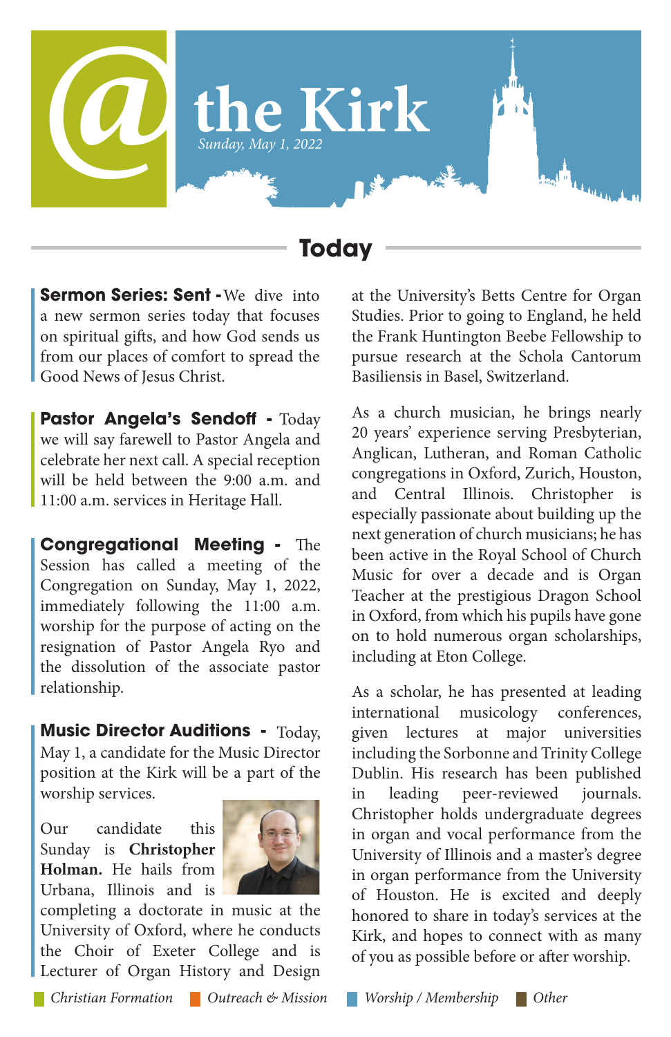# @ the Kirk

*Sunday, May 1, 2022*

## Today

**Sermon Series: Sent -** We dive into a new sermon series today that focuses on spiritual gifts, and how God sends us from our places of comfort to spread the Good News of Jesus Christ.

**Pastor Angela's Sendoff -** Today we will say farewell to Pastor Angela and celebrate her next call. A special reception will be held between the 9:00 a.m. and 11:00 a.m. services in Heritage Hall.

**Congregational Meeting -** The Session has called a meeting of the Congregation on Sunday, May 1, 2022, immediately following the 11:00 a.m. worship for the purpose of acting on the resignation of Pastor Angela Ryo and the dissolution of the associate pastor relationship.

**Music Director Auditions -** Today, May 1, a candidate for the Music Director position at the Kirk will be a part of the worship services.

Our candidate this Sunday is **Christopher Holman.** He hails from Urbana, Illinois and is completing a doctorate in music at the University of Oxford, where he conducts the Choir of Exeter College and is Lecturer of Organ History and Design at the University's Betts Centre for Organ Studies. Prior to going to England, he held the Frank Huntington Beebe Fellowship to pursue research at the Schola Cantorum Basiliensis in Basel, Switzerland.

As a church musician, he brings nearly 20 years' experience serving Presbyterian, Anglican, Lutheran, and Roman Catholic congregations in Oxford, Zurich, Houston, and Central Illinois. Christopher is especially passionate about building up the next generation of church musicians; he has been active in the Royal School of Church Music for over a decade and is Organ Teacher at the prestigious Dragon School in Oxford, from which his pupils have gone on to hold numerous organ scholarships, including at Eton College.

As a scholar, he has presented at leading international musicology conferences, given lectures at major universities including the Sorbonne and Trinity College Dublin. His research has been published in leading peer-reviewed journals. Christopher holds undergraduate degrees in organ and vocal performance from the University of Illinois and a master's degree in organ performance from the University of Houston. He is excited and deeply honored to share in today's services at the Kirk, and hopes to connect with as many of you as possible before or after worship.

*Christian Formation* | *Outreach & Mission* | *Worship / Membership* | *Other*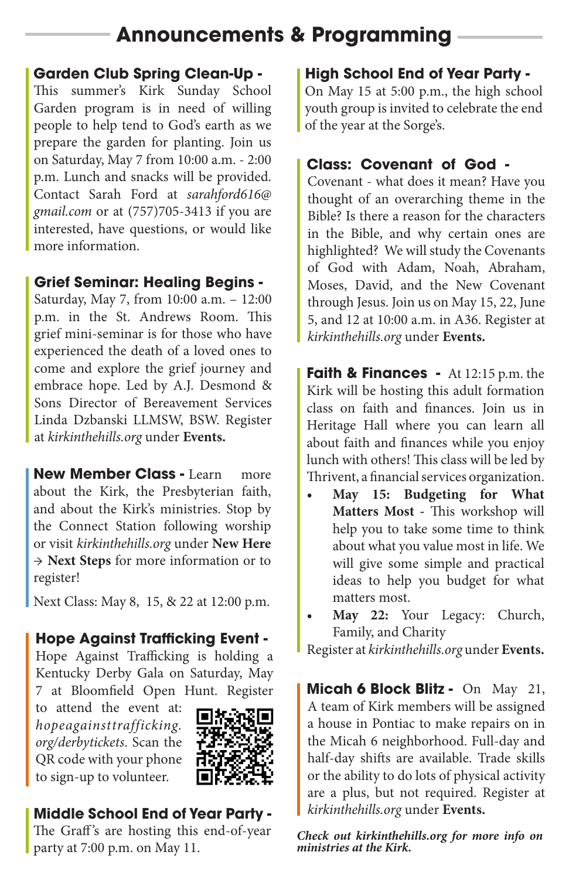# Announcements & Programming

**Garden Club Spring Clean-Up -** This summer's Kirk Sunday School Garden program is in need of willing people to help tend to God's earth as we prepare the garden for planting. Join us on Saturday, May 7 from 10:00 a.m. - 2:00 p.m. Lunch and snacks will be provided. Contact Sarah Ford at *sarahford616@gmail.com* or at (757)705-3413 if you are interested, have questions, or would like more information.

**Grief Seminar: Healing Begins -** Saturday, May 7, from 10:00 a.m. – 12:00 p.m. in the St. Andrews Room. This grief mini-seminar is for those who have experienced the death of a loved ones to come and explore the grief journey and embrace hope. Led by A.J. Desmond & Sons Director of Bereavement Services Linda Dzbanski LLMSW, BSW. Register at *kirkinthehills.org* under **Events.**

**New Member Class -** Learn more about the Kirk, the Presbyterian faith, and about the Kirk's ministries. Stop by the Connect Station following worship or visit *kirkinthehills.org* under **New Here → Next Steps** for more information or to register!

Next Class: May 8, 15, & 22 at 12:00 p.m.

**Hope Against Trafficking Event -** Hope Against Trafficking is holding a Kentucky Derby Gala on Saturday, May 7 at Bloomfield Open Hunt. Register to attend the event at: *hopeagainsttrafficking.org/derbytickets*. Scan the QR code with your phone to sign-up to volunteer.

**Middle School End of Year Party -** The Graff's are hosting this end-of-year party at 7:00 p.m. on May 11.

**High School End of Year Party -** On May 15 at 5:00 p.m., the high school youth group is invited to celebrate the end of the year at the Sorge's.

**Class: Covenant of God -** Covenant - what does it mean? Have you thought of an overarching theme in the Bible? Is there a reason for the characters in the Bible, and why certain ones are highlighted? We will study the Covenants of God with Adam, Noah, Abraham, Moses, David, and the New Covenant through Jesus. Join us on May 15, 22, June 5, and 12 at 10:00 a.m. in A36. Register at *kirkinthehills.org* under **Events.**

**Faith & Finances -** At 12:15 p.m. the Kirk will be hosting this adult formation class on faith and finances. Join us in Heritage Hall where you can learn all about faith and finances while you enjoy lunch with others! This class will be led by Thrivent, a financial services organization.

- **May 15: Budgeting for What Matters Most** - This workshop will help you to take some time to think about what you value most in life. We will give some simple and practical ideas to help you budget for what matters most.
- **May 22:** Your Legacy: Church, Family, and Charity

Register at *kirkinthehills.org* under **Events.**

**Micah 6 Block Blitz -** On May 21, A team of Kirk members will be assigned a house in Pontiac to make repairs on in the Micah 6 neighborhood. Full-day and half-day shifts are available. Trade skills or the ability to do lots of physical activity are a plus, but not required. Register at *kirkinthehills.org* under **Events.**

***Check out kirkinthehills.org for more info on ministries at the Kirk.***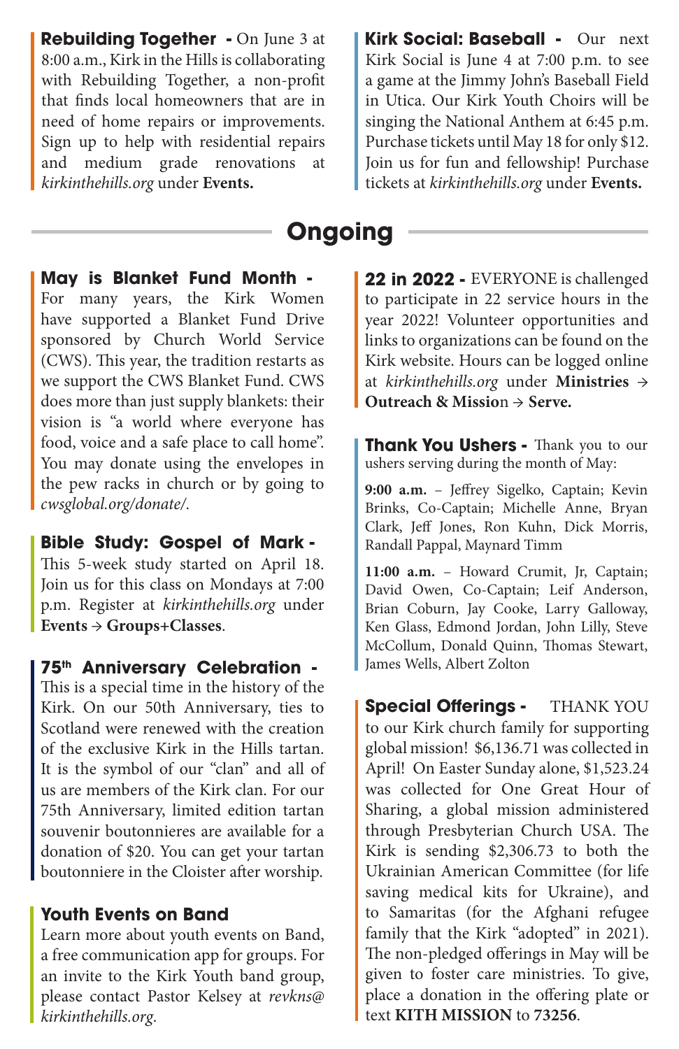**Rebuilding Together -** On June 3 at 8:00 a.m., Kirk in the Hills is collaborating with Rebuilding Together, a non-profit that finds local homeowners that are in need of home repairs or improvements. Sign up to help with residential repairs and medium grade renovations at *kirkinthehills.org* under **Events.**

**Kirk Social: Baseball -** Our next Kirk Social is June 4 at 7:00 p.m. to see a game at the Jimmy John's Baseball Field in Utica. Our Kirk Youth Choirs will be singing the National Anthem at 6:45 p.m. Purchase tickets until May 18 for only $12. Join us for fun and fellowship! Purchase tickets at *kirkinthehills.org* under **Events.**

## Ongoing

**May is Blanket Fund Month -** For many years, the Kirk Women have supported a Blanket Fund Drive sponsored by Church World Service (CWS). This year, the tradition restarts as we support the CWS Blanket Fund. CWS does more than just supply blankets: their vision is "a world where everyone has food, voice and a safe place to call home". You may donate using the envelopes in the pew racks in church or by going to *cwsglobal.org/donate/.*

**Bible Study: Gospel of Mark -** This 5-week study started on April 18. Join us for this class on Mondays at 7:00 p.m. Register at *kirkinthehills.org* under **Events → Groups+Classes**.

**75th Anniversary Celebration -** This is a special time in the history of the Kirk. On our 50th Anniversary, ties to Scotland were renewed with the creation of the exclusive Kirk in the Hills tartan. It is the symbol of our "clan" and all of us are members of the Kirk clan. For our 75th Anniversary, limited edition tartan souvenir boutonnieres are available for a donation of $20. You can get your tartan boutonniere in the Cloister after worship.

**Youth Events on Band**

Learn more about youth events on Band, a free communication app for groups. For an invite to the Kirk Youth band group, please contact Pastor Kelsey at *revkns@kirkinthehills.org.*

**22 in 2022 -** EVERYONE is challenged to participate in 22 service hours in the year 2022! Volunteer opportunities and links to organizations can be found on the Kirk website. Hours can be logged online at *kirkinthehills.org* under **Ministries → Outreach & Mission → Serve.**

**Thank You Ushers -** Thank you to our ushers serving during the month of May:

**9:00 a.m.** – Jeffrey Sigelko, Captain; Kevin Brinks, Co-Captain; Michelle Anne, Bryan Clark, Jeff Jones, Ron Kuhn, Dick Morris, Randall Pappal, Maynard Timm

**11:00 a.m.** – Howard Crumit, Jr, Captain; David Owen, Co-Captain; Leif Anderson, Brian Coburn, Jay Cooke, Larry Galloway, Ken Glass, Edmond Jordan, John Lilly, Steve McCollum, Donald Quinn, Thomas Stewart, James Wells, Albert Zolton

**Special Offerings -** THANK YOU to our Kirk church family for supporting global mission! $6,136.71 was collected in April! On Easter Sunday alone, $1,523.24 was collected for One Great Hour of Sharing, a global mission administered through Presbyterian Church USA. The Kirk is sending $2,306.73 to both the Ukrainian American Committee (for life saving medical kits for Ukraine), and to Samaritas (for the Afghani refugee family that the Kirk "adopted" in 2021). The non-pledged offerings in May will be given to foster care ministries. To give, place a donation in the offering plate or text **KITH MISSION** to **73256**.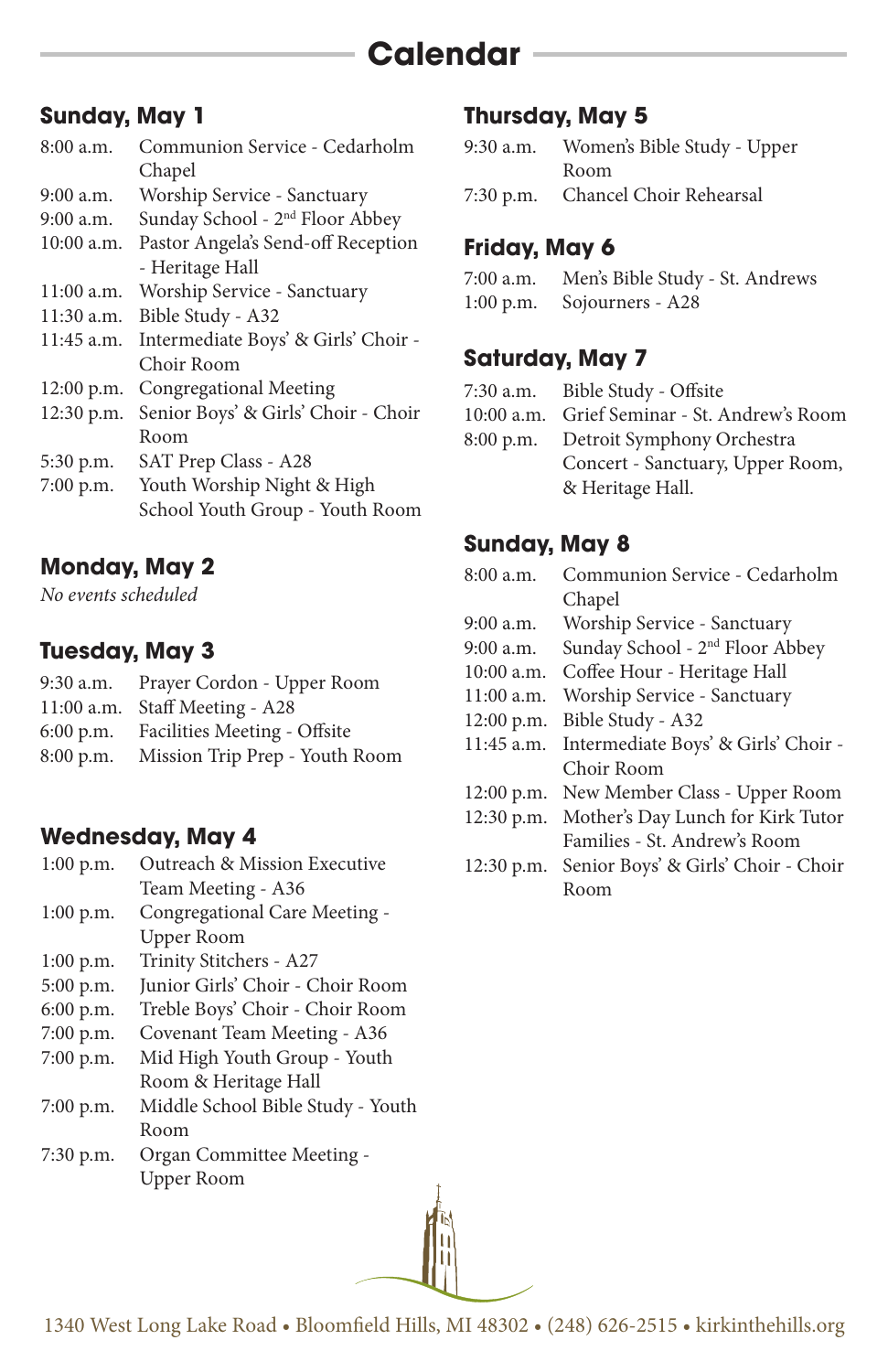# Calendar

## Sunday, May 1

| | |
|---|---|
| 8:00 a.m. | Communion Service - Cedarholm Chapel |
| 9:00 a.m. | Worship Service - Sanctuary |
| 9:00 a.m. | Sunday School - 2nd Floor Abbey |
| 10:00 a.m. | Pastor Angela's Send-off Reception - Heritage Hall |
| 11:00 a.m. | Worship Service - Sanctuary |
| 11:30 a.m. | Bible Study - A32 |
| 11:45 a.m. | Intermediate Boys' & Girls' Choir - Choir Room |
| 12:00 p.m. | Congregational Meeting |
| 12:30 p.m. | Senior Boys' & Girls' Choir - Choir Room |
| 5:30 p.m. | SAT Prep Class - A28 |
| 7:00 p.m. | Youth Worship Night & High School Youth Group - Youth Room |

## Monday, May 2

*No events scheduled*

## Tuesday, May 3

| | |
|---|---|
| 9:30 a.m. | Prayer Cordon - Upper Room |
| 11:00 a.m. | Staff Meeting - A28 |
| 6:00 p.m. | Facilities Meeting - Offsite |
| 8:00 p.m. | Mission Trip Prep - Youth Room |

## Wednesday, May 4

| | |
|---|---|
| 1:00 p.m. | Outreach & Mission Executive Team Meeting - A36 |
| 1:00 p.m. | Congregational Care Meeting - Upper Room |
| 1:00 p.m. | Trinity Stitchers - A27 |
| 5:00 p.m. | Junior Girls' Choir - Choir Room |
| 6:00 p.m. | Treble Boys' Choir - Choir Room |
| 7:00 p.m. | Covenant Team Meeting - A36 |
| 7:00 p.m. | Mid High Youth Group - Youth Room & Heritage Hall |
| 7:00 p.m. | Middle School Bible Study - Youth Room |
| 7:30 p.m. | Organ Committee Meeting - Upper Room |

## Thursday, May 5

| | |
|---|---|
| 9:30 a.m. | Women's Bible Study - Upper Room |
| 7:30 p.m. | Chancel Choir Rehearsal |

## Friday, May 6

| | |
|---|---|
| 7:00 a.m. | Men's Bible Study - St. Andrews |
| 1:00 p.m. | Sojourners - A28 |

## Saturday, May 7

| | |
|---|---|
| 7:30 a.m. | Bible Study - Offsite |
| 10:00 a.m. | Grief Seminar - St. Andrew's Room |
| 8:00 p.m. | Detroit Symphony Orchestra Concert - Sanctuary, Upper Room, & Heritage Hall. |

## Sunday, May 8

| | |
|---|---|
| 8:00 a.m. | Communion Service - Cedarholm Chapel |
| 9:00 a.m. | Worship Service - Sanctuary |
| 9:00 a.m. | Sunday School - 2nd Floor Abbey |
| 10:00 a.m. | Coffee Hour - Heritage Hall |
| 11:00 a.m. | Worship Service - Sanctuary |
| 12:00 p.m. | Bible Study - A32 |
| 11:45 a.m. | Intermediate Boys' & Girls' Choir - Choir Room |
| 12:00 p.m. | New Member Class - Upper Room |
| 12:30 p.m. | Mother's Day Lunch for Kirk Tutor Families - St. Andrew's Room |
| 12:30 p.m. | Senior Boys' & Girls' Choir - Choir Room |

1340 West Long Lake Road • Bloomfield Hills, MI 48302 • (248) 626-2515 • kirkinthehills.org